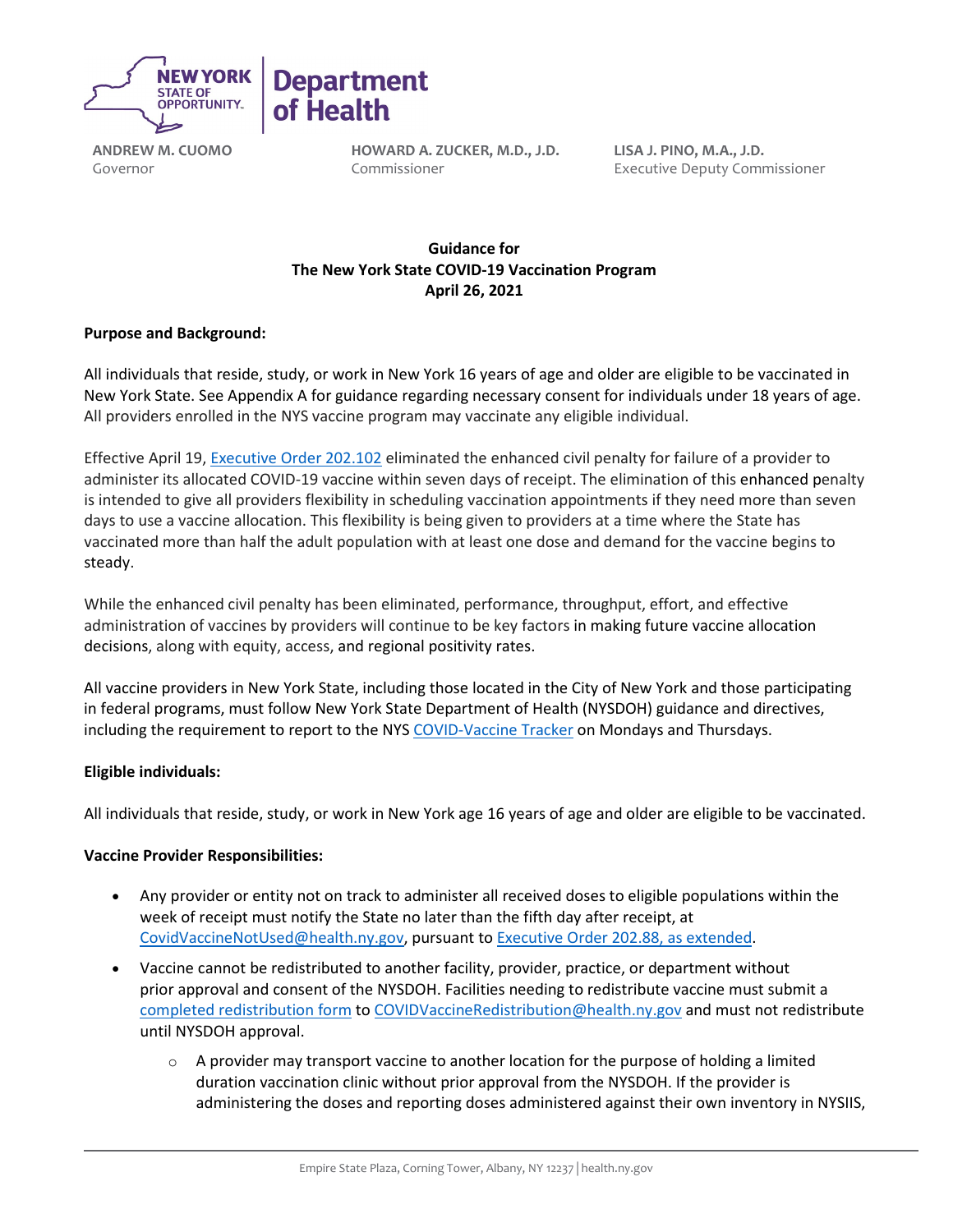NEW YORK STATE OF OPPORTUNITY. | Department of Health

**ANDREW M. CUOMO**
Governor

**HOWARD A. ZUCKER, M.D., J.D.**
Commissioner

**LISA J. PINO, M.A., J.D.**
Executive Deputy Commissioner

**Guidance for**
**The New York State COVID-19 Vaccination Program**
**April 26, 2021**

**Purpose and Background:**

All individuals that reside, study, or work in New York 16 years of age and older are eligible to be vaccinated in New York State. See Appendix A for guidance regarding necessary consent for individuals under 18 years of age. All providers enrolled in the NYS vaccine program may vaccinate any eligible individual.

Effective April 19, [Executive Order 202.102](#) eliminated the enhanced civil penalty for failure of a provider to administer its allocated COVID-19 vaccine within seven days of receipt. The elimination of this enhanced penalty is intended to give all providers flexibility in scheduling vaccination appointments if they need more than seven days to use a vaccine allocation. This flexibility is being given to providers at a time where the State has vaccinated more than half the adult population with at least one dose and demand for the vaccine begins to steady.

While the enhanced civil penalty has been eliminated, performance, throughput, effort, and effective administration of vaccines by providers will continue to be key factors in making future vaccine allocation decisions, along with equity, access, and regional positivity rates.

All vaccine providers in New York State, including those located in the City of New York and those participating in federal programs, must follow New York State Department of Health (NYSDOH) guidance and directives, including the requirement to report to the NYS [COVID-Vaccine Tracker](#) on Mondays and Thursdays.

**Eligible individuals:**

All individuals that reside, study, or work in New York age 16 years of age and older are eligible to be vaccinated.

**Vaccine Provider Responsibilities:**

- Any provider or entity not on track to administer all received doses to eligible populations within the week of receipt must notify the State no later than the fifth day after receipt, at CovidVaccineNotUsed@health.ny.gov, pursuant to [Executive Order 202.88, as extended](#).
- Vaccine cannot be redistributed to another facility, provider, practice, or department without prior approval and consent of the NYSDOH. Facilities needing to redistribute vaccine must submit a [completed redistribution form](#) to COVIDVaccineRedistribution@health.ny.gov and must not redistribute until NYSDOH approval.
  - A provider may transport vaccine to another location for the purpose of holding a limited duration vaccination clinic without prior approval from the NYSDOH. If the provider is administering the doses and reporting doses administered against their own inventory in NYSIIS,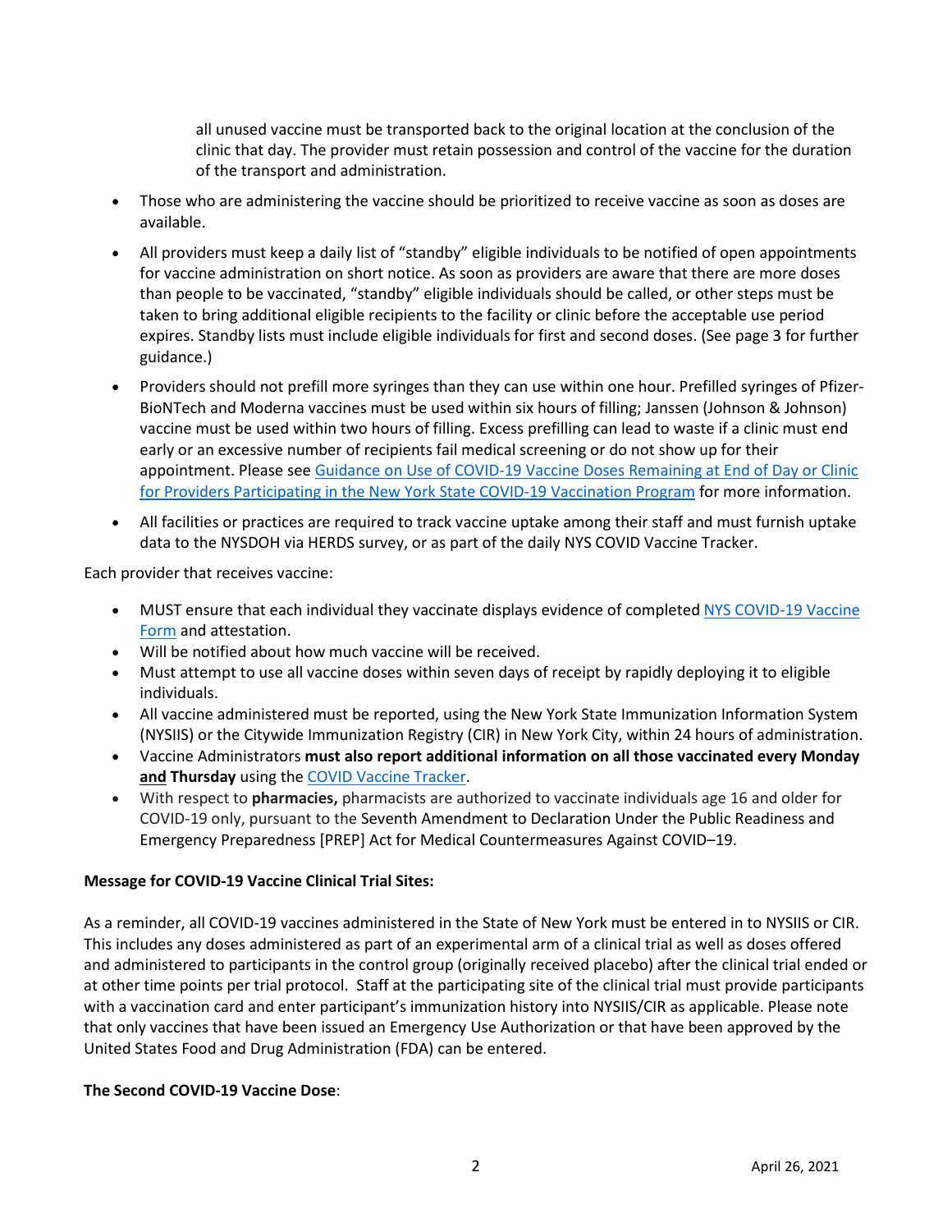all unused vaccine must be transported back to the original location at the conclusion of the clinic that day. The provider must retain possession and control of the vaccine for the duration of the transport and administration.

- Those who are administering the vaccine should be prioritized to receive vaccine as soon as doses are available.
- All providers must keep a daily list of "standby" eligible individuals to be notified of open appointments for vaccine administration on short notice. As soon as providers are aware that there are more doses than people to be vaccinated, "standby" eligible individuals should be called, or other steps must be taken to bring additional eligible recipients to the facility or clinic before the acceptable use period expires. Standby lists must include eligible individuals for first and second doses. (See page 3 for further guidance.)
- Providers should not prefill more syringes than they can use within one hour. Prefilled syringes of Pfizer-BioNTech and Moderna vaccines must be used within six hours of filling; Janssen (Johnson & Johnson) vaccine must be used within two hours of filling. Excess prefilling can lead to waste if a clinic must end early or an excessive number of recipients fail medical screening or do not show up for their appointment. Please see Guidance on Use of COVID-19 Vaccine Doses Remaining at End of Day or Clinic for Providers Participating in the New York State COVID-19 Vaccination Program for more information.
- All facilities or practices are required to track vaccine uptake among their staff and must furnish uptake data to the NYSDOH via HERDS survey, or as part of the daily NYS COVID Vaccine Tracker.

Each provider that receives vaccine:

- MUST ensure that each individual they vaccinate displays evidence of completed NYS COVID-19 Vaccine Form and attestation.
- Will be notified about how much vaccine will be received.
- Must attempt to use all vaccine doses within seven days of receipt by rapidly deploying it to eligible individuals.
- All vaccine administered must be reported, using the New York State Immunization Information System (NYSIIS) or the Citywide Immunization Registry (CIR) in New York City, within 24 hours of administration.
- Vaccine Administrators **must also report additional information on all those vaccinated every Monday and Thursday** using the COVID Vaccine Tracker.
- With respect to **pharmacies,** pharmacists are authorized to vaccinate individuals age 16 and older for COVID-19 only, pursuant to the Seventh Amendment to Declaration Under the Public Readiness and Emergency Preparedness [PREP] Act for Medical Countermeasures Against COVID–19.

**Message for COVID-19 Vaccine Clinical Trial Sites:**

As a reminder, all COVID-19 vaccines administered in the State of New York must be entered in to NYSIIS or CIR. This includes any doses administered as part of an experimental arm of a clinical trial as well as doses offered and administered to participants in the control group (originally received placebo) after the clinical trial ended or at other time points per trial protocol. Staff at the participating site of the clinical trial must provide participants with a vaccination card and enter participant's immunization history into NYSIIS/CIR as applicable. Please note that only vaccines that have been issued an Emergency Use Authorization or that have been approved by the United States Food and Drug Administration (FDA) can be entered.

**The Second COVID-19 Vaccine Dose**: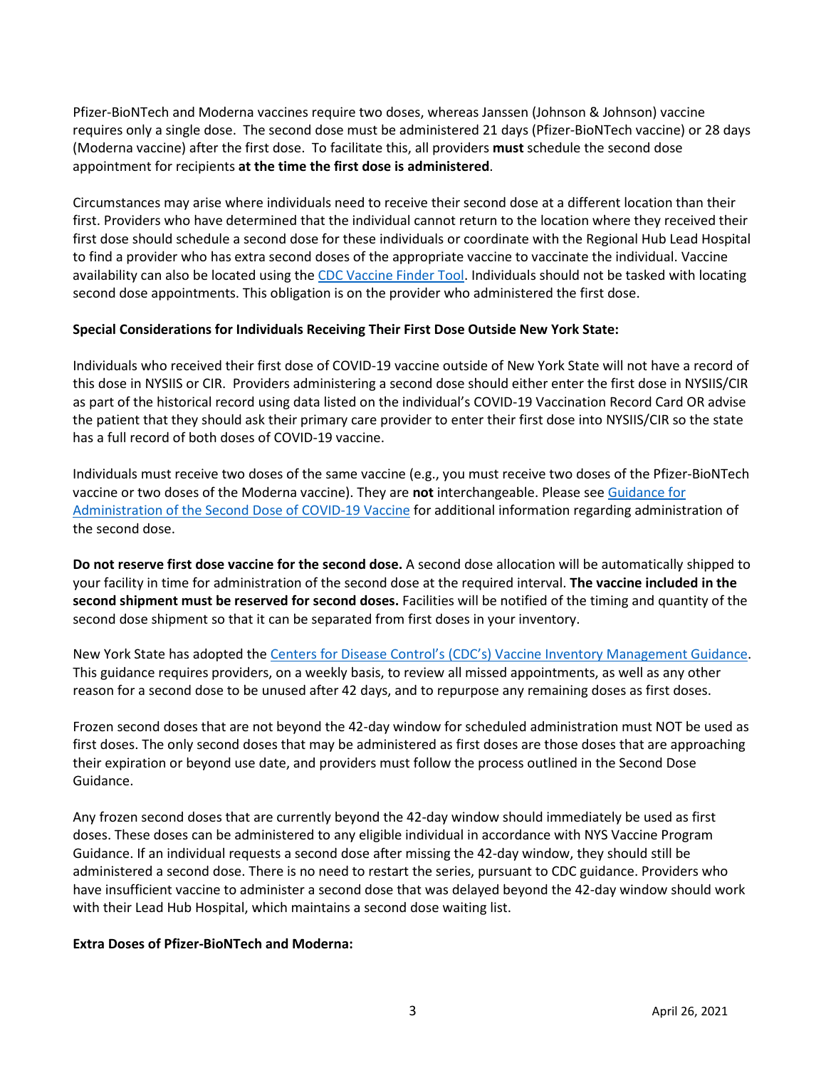Pfizer-BioNTech and Moderna vaccines require two doses, whereas Janssen (Johnson & Johnson) vaccine requires only a single dose. The second dose must be administered 21 days (Pfizer-BioNTech vaccine) or 28 days (Moderna vaccine) after the first dose. To facilitate this, all providers **must** schedule the second dose appointment for recipients **at the time the first dose is administered**.

Circumstances may arise where individuals need to receive their second dose at a different location than their first. Providers who have determined that the individual cannot return to the location where they received their first dose should schedule a second dose for these individuals or coordinate with the Regional Hub Lead Hospital to find a provider who has extra second doses of the appropriate vaccine to vaccinate the individual. Vaccine availability can also be located using the CDC Vaccine Finder Tool. Individuals should not be tasked with locating second dose appointments. This obligation is on the provider who administered the first dose.

**Special Considerations for Individuals Receiving Their First Dose Outside New York State:**

Individuals who received their first dose of COVID-19 vaccine outside of New York State will not have a record of this dose in NYSIIS or CIR. Providers administering a second dose should either enter the first dose in NYSIIS/CIR as part of the historical record using data listed on the individual's COVID-19 Vaccination Record Card OR advise the patient that they should ask their primary care provider to enter their first dose into NYSIIS/CIR so the state has a full record of both doses of COVID-19 vaccine.

Individuals must receive two doses of the same vaccine (e.g., you must receive two doses of the Pfizer-BioNTech vaccine or two doses of the Moderna vaccine). They are **not** interchangeable. Please see Guidance for Administration of the Second Dose of COVID-19 Vaccine for additional information regarding administration of the second dose.

**Do not reserve first dose vaccine for the second dose.** A second dose allocation will be automatically shipped to your facility in time for administration of the second dose at the required interval. **The vaccine included in the second shipment must be reserved for second doses.** Facilities will be notified of the timing and quantity of the second dose shipment so that it can be separated from first doses in your inventory.

New York State has adopted the Centers for Disease Control's (CDC's) Vaccine Inventory Management Guidance. This guidance requires providers, on a weekly basis, to review all missed appointments, as well as any other reason for a second dose to be unused after 42 days, and to repurpose any remaining doses as first doses.

Frozen second doses that are not beyond the 42-day window for scheduled administration must NOT be used as first doses. The only second doses that may be administered as first doses are those doses that are approaching their expiration or beyond use date, and providers must follow the process outlined in the Second Dose Guidance.

Any frozen second doses that are currently beyond the 42-day window should immediately be used as first doses. These doses can be administered to any eligible individual in accordance with NYS Vaccine Program Guidance. If an individual requests a second dose after missing the 42-day window, they should still be administered a second dose. There is no need to restart the series, pursuant to CDC guidance. Providers who have insufficient vaccine to administer a second dose that was delayed beyond the 42-day window should work with their Lead Hub Hospital, which maintains a second dose waiting list.

**Extra Doses of Pfizer-BioNTech and Moderna:**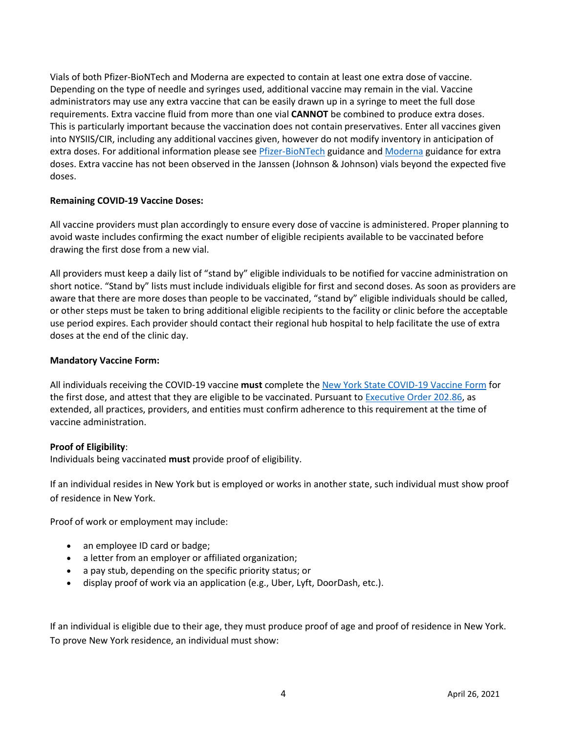Vials of both Pfizer-BioNTech and Moderna are expected to contain at least one extra dose of vaccine. Depending on the type of needle and syringes used, additional vaccine may remain in the vial. Vaccine administrators may use any extra vaccine that can be easily drawn up in a syringe to meet the full dose requirements. Extra vaccine fluid from more than one vial **CANNOT** be combined to produce extra doses. This is particularly important because the vaccination does not contain preservatives. Enter all vaccines given into NYSIIS/CIR, including any additional vaccines given, however do not modify inventory in anticipation of extra doses. For additional information please see Pfizer-BioNTech guidance and Moderna guidance for extra doses. Extra vaccine has not been observed in the Janssen (Johnson & Johnson) vials beyond the expected five doses.

**Remaining COVID-19 Vaccine Doses:**

All vaccine providers must plan accordingly to ensure every dose of vaccine is administered. Proper planning to avoid waste includes confirming the exact number of eligible recipients available to be vaccinated before drawing the first dose from a new vial.

All providers must keep a daily list of "stand by" eligible individuals to be notified for vaccine administration on short notice. "Stand by" lists must include individuals eligible for first and second doses. As soon as providers are aware that there are more doses than people to be vaccinated, "stand by" eligible individuals should be called, or other steps must be taken to bring additional eligible recipients to the facility or clinic before the acceptable use period expires. Each provider should contact their regional hub hospital to help facilitate the use of extra doses at the end of the clinic day.

**Mandatory Vaccine Form:**

All individuals receiving the COVID-19 vaccine **must** complete the New York State COVID-19 Vaccine Form for the first dose, and attest that they are eligible to be vaccinated. Pursuant to Executive Order 202.86, as extended, all practices, providers, and entities must confirm adherence to this requirement at the time of vaccine administration.

**Proof of Eligibility**:
Individuals being vaccinated **must** provide proof of eligibility.

If an individual resides in New York but is employed or works in another state, such individual must show proof of residence in New York.

Proof of work or employment may include:

- an employee ID card or badge;
- a letter from an employer or affiliated organization;
- a pay stub, depending on the specific priority status; or
- display proof of work via an application (e.g., Uber, Lyft, DoorDash, etc.).

If an individual is eligible due to their age, they must produce proof of age and proof of residence in New York. To prove New York residence, an individual must show: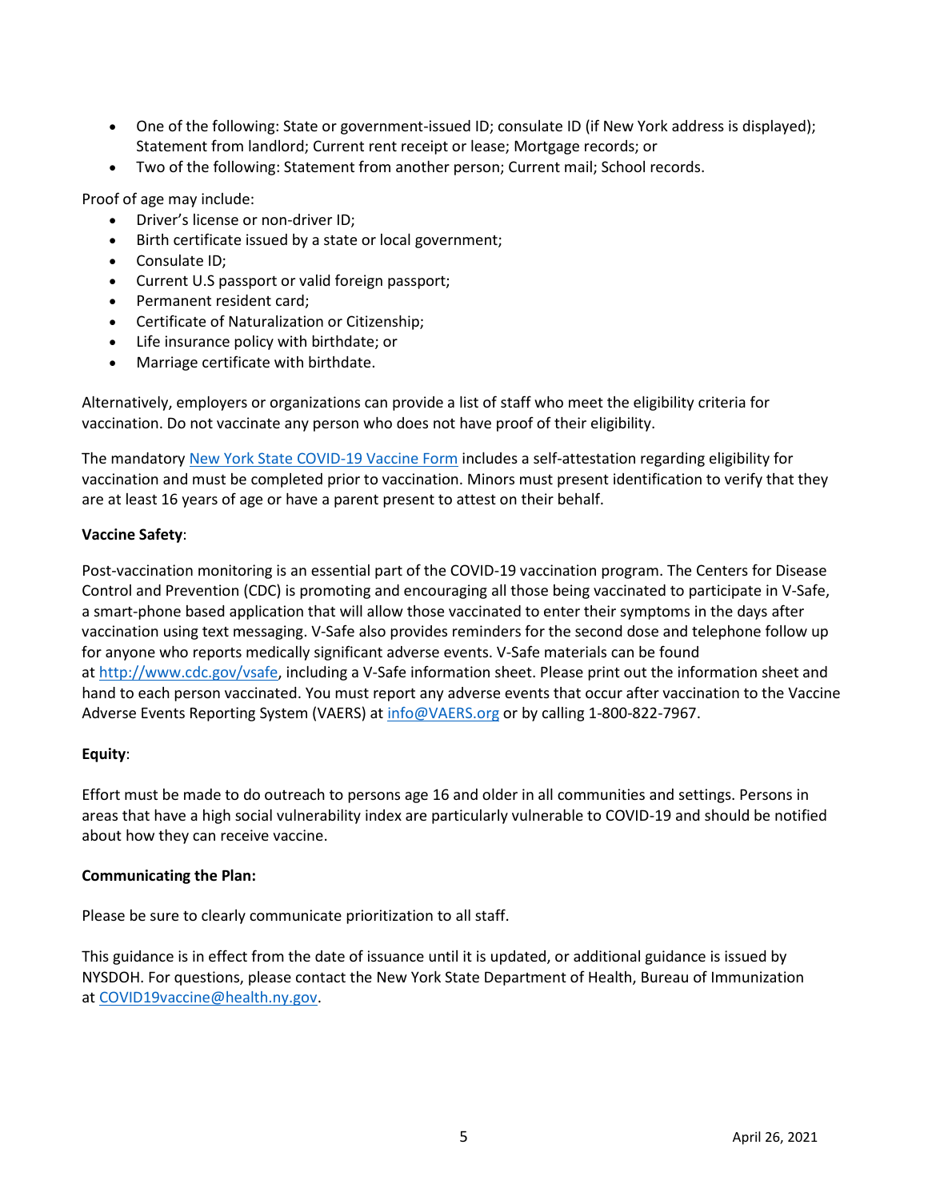- One of the following: State or government-issued ID; consulate ID (if New York address is displayed); Statement from landlord; Current rent receipt or lease; Mortgage records; or
- Two of the following: Statement from another person; Current mail; School records.

Proof of age may include:

- Driver's license or non-driver ID;
- Birth certificate issued by a state or local government;
- Consulate ID;
- Current U.S passport or valid foreign passport;
- Permanent resident card;
- Certificate of Naturalization or Citizenship;
- Life insurance policy with birthdate; or
- Marriage certificate with birthdate.

Alternatively, employers or organizations can provide a list of staff who meet the eligibility criteria for vaccination. Do not vaccinate any person who does not have proof of their eligibility.

The mandatory [New York State COVID-19 Vaccine Form] includes a self-attestation regarding eligibility for vaccination and must be completed prior to vaccination. Minors must present identification to verify that they are at least 16 years of age or have a parent present to attest on their behalf.

**Vaccine Safety**:

Post-vaccination monitoring is an essential part of the COVID-19 vaccination program. The Centers for Disease Control and Prevention (CDC) is promoting and encouraging all those being vaccinated to participate in V-Safe, a smart-phone based application that will allow those vaccinated to enter their symptoms in the days after vaccination using text messaging. V-Safe also provides reminders for the second dose and telephone follow up for anyone who reports medically significant adverse events. V-Safe materials can be found at http://www.cdc.gov/vsafe, including a V-Safe information sheet. Please print out the information sheet and hand to each person vaccinated. You must report any adverse events that occur after vaccination to the Vaccine Adverse Events Reporting System (VAERS) at info@VAERS.org or by calling 1-800-822-7967.

**Equity**:

Effort must be made to do outreach to persons age 16 and older in all communities and settings. Persons in areas that have a high social vulnerability index are particularly vulnerable to COVID-19 and should be notified about how they can receive vaccine.

**Communicating the Plan:**

Please be sure to clearly communicate prioritization to all staff.

This guidance is in effect from the date of issuance until it is updated, or additional guidance is issued by NYSDOH. For questions, please contact the New York State Department of Health, Bureau of Immunization at COVID19vaccine@health.ny.gov.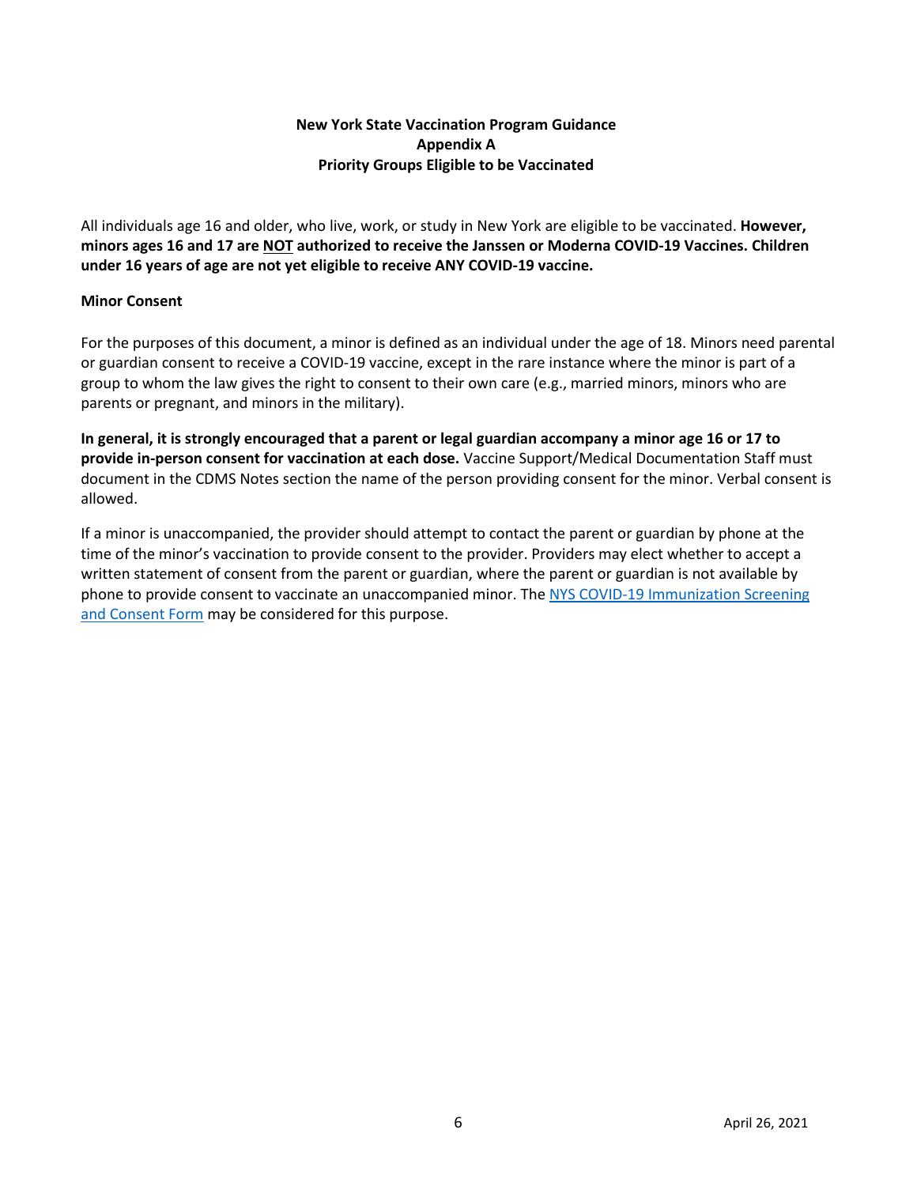# New York State Vaccination Program Guidance
## Appendix A
## Priority Groups Eligible to be Vaccinated

All individuals age 16 and older, who live, work, or study in New York are eligible to be vaccinated. **However, minors ages 16 and 17 are <u>NOT</u> authorized to receive the Janssen or Moderna COVID-19 Vaccines. Children under 16 years of age are not yet eligible to receive ANY COVID-19 vaccine.**

**Minor Consent**

For the purposes of this document, a minor is defined as an individual under the age of 18. Minors need parental or guardian consent to receive a COVID-19 vaccine, except in the rare instance where the minor is part of a group to whom the law gives the right to consent to their own care (e.g., married minors, minors who are parents or pregnant, and minors in the military).

**In general, it is strongly encouraged that a parent or legal guardian accompany a minor age 16 or 17 to provide in-person consent for vaccination at each dose.** Vaccine Support/Medical Documentation Staff must document in the CDMS Notes section the name of the person providing consent for the minor. Verbal consent is allowed.

If a minor is unaccompanied, the provider should attempt to contact the parent or guardian by phone at the time of the minor's vaccination to provide consent to the provider. Providers may elect whether to accept a written statement of consent from the parent or guardian, where the parent or guardian is not available by phone to provide consent to vaccinate an unaccompanied minor. The NYS COVID-19 Immunization Screening and Consent Form may be considered for this purpose.

April 26, 2021